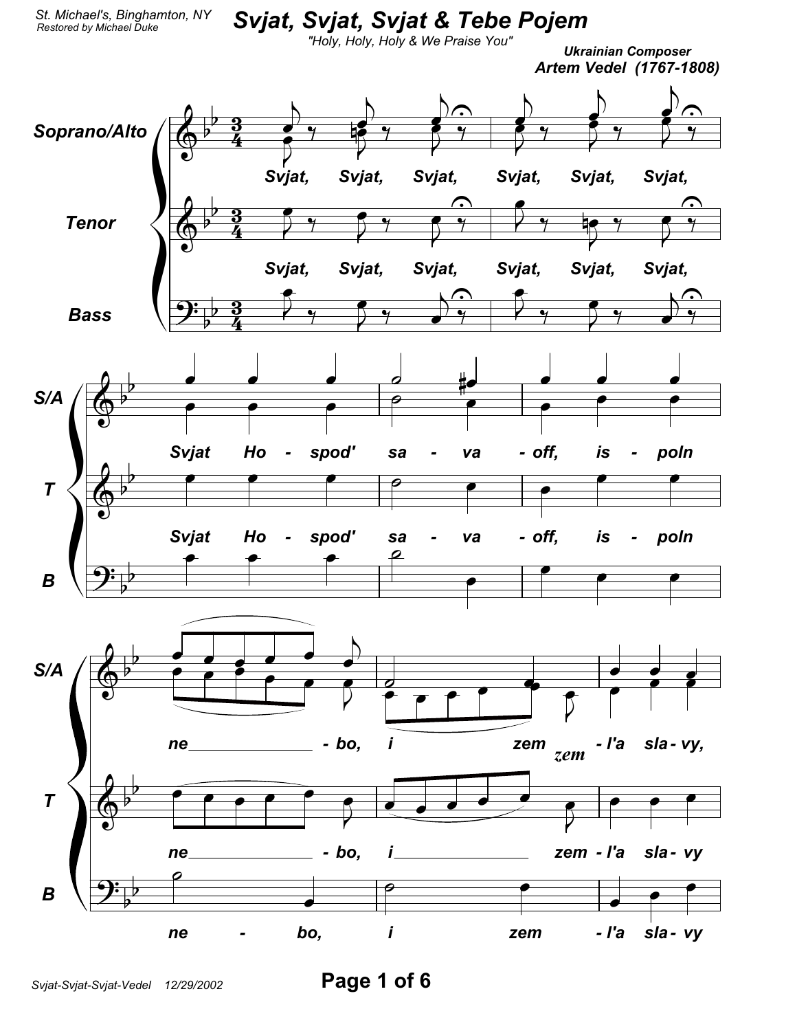St. Michael's, Binghamton, NY
Restored by Michael Duke

# Svjat, Svjat, Svjat & Tebe Pojem

"Holy, Holy, Holy & We Praise You"

Ukrainian Composer
**Artem Vedel (1767-1808)**

Soprano/Alto

Svjat, Svjat, Svjat, Svjat, Svjat, Svjat,

Tenor

Svjat, Svjat, Svjat, Svjat, Svjat, Svjat,

Bass

S/A

Svjat Ho - spod' sa - va - off, is - poln

T

Svjat Ho - spod' sa - va - off, is - poln

B

S/A

ne - bo, i zem - l'a sla - vy,

zem

T

ne - bo, i zem - l'a sla - vy

B

ne - bo, i zem - l'a sla - vy

Svjat-Svjat-Svjat-Vedel 12/29/2002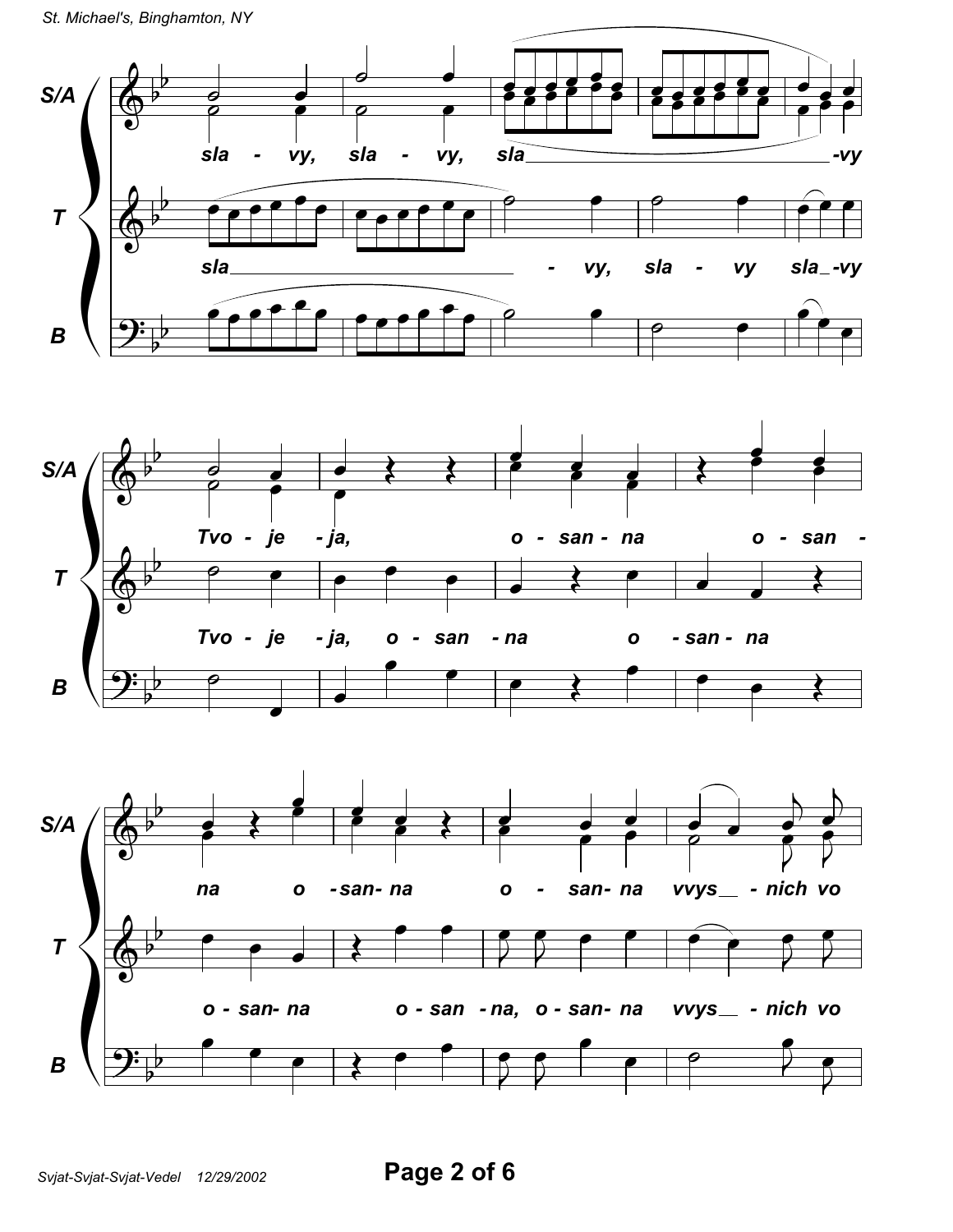**S/A**
sla - vy, sla - vy, sla_________________-vy

**T**
sla_________________ - vy, sla - vy sla_-vy

**B**

**S/A**
Tvo - je - ja, o - san - na o - san -

**T**
Tvo - je - ja, o - san - na o - san - na

**B**

**S/A**
na o - san- na o - san- na vvys__ - nich vo

**T**
o - san- na o - san - na, o - san- na vvys__ - nich vo

**B**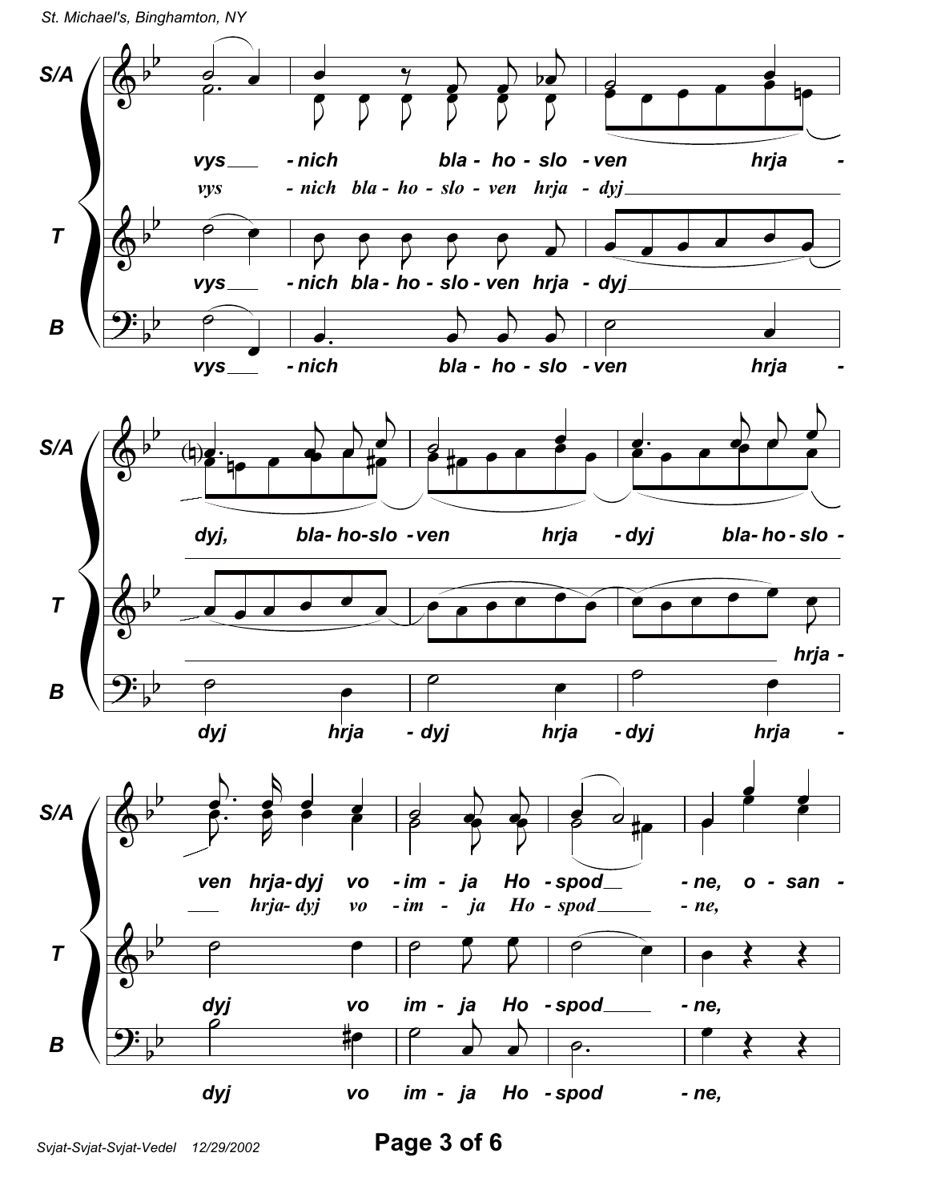S/A: vys___ - nich bla - ho - slo - ven hrja -

vys - nich bla - ho - slo - ven hrja - dyj___

T: vys___ - nich bla - ho - slo - ven hrja - dyj___

B: vys___ - nich bla - ho - slo - ven hrja -

S/A: dyj, bla- ho-slo - ven hrja - dyj bla- ho - slo -

T: hrja -

B: dyj hrja - dyj hrja - dyj hrja -

S/A: ven hrja- dyj vo - im - ja Ho - spod__ - ne, o - san -

___ hrja- dyj vo - im - ja Ho - spod______ - ne,

T: dyj vo im - ja Ho - spod_____ - ne,

B: dyj vo im - ja Ho - spod - ne,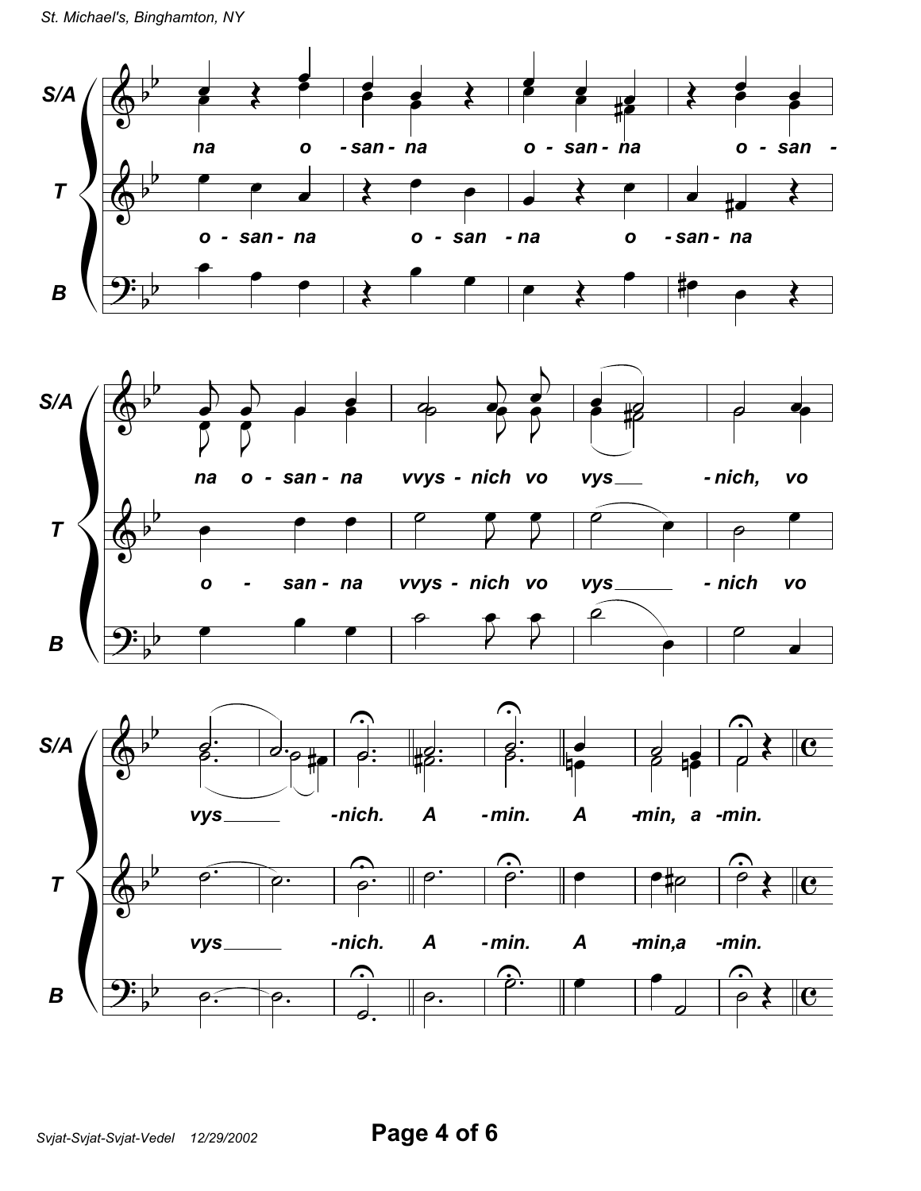**S/A**

na o - san - na o - san - na o - san -

**T**

o - san - na o - san - na o - san - na

**B**

**S/A**

na o - san - na vvys - nich vo vys___ - nich, vo

**T**

o - san - na vvys - nich vo vys_____ - nich vo

**B**

**S/A**

vys_____ -nich. A - min. A -min, a -min.

**T**

vys_____ -nich. A - min. A -min,a -min.

**B**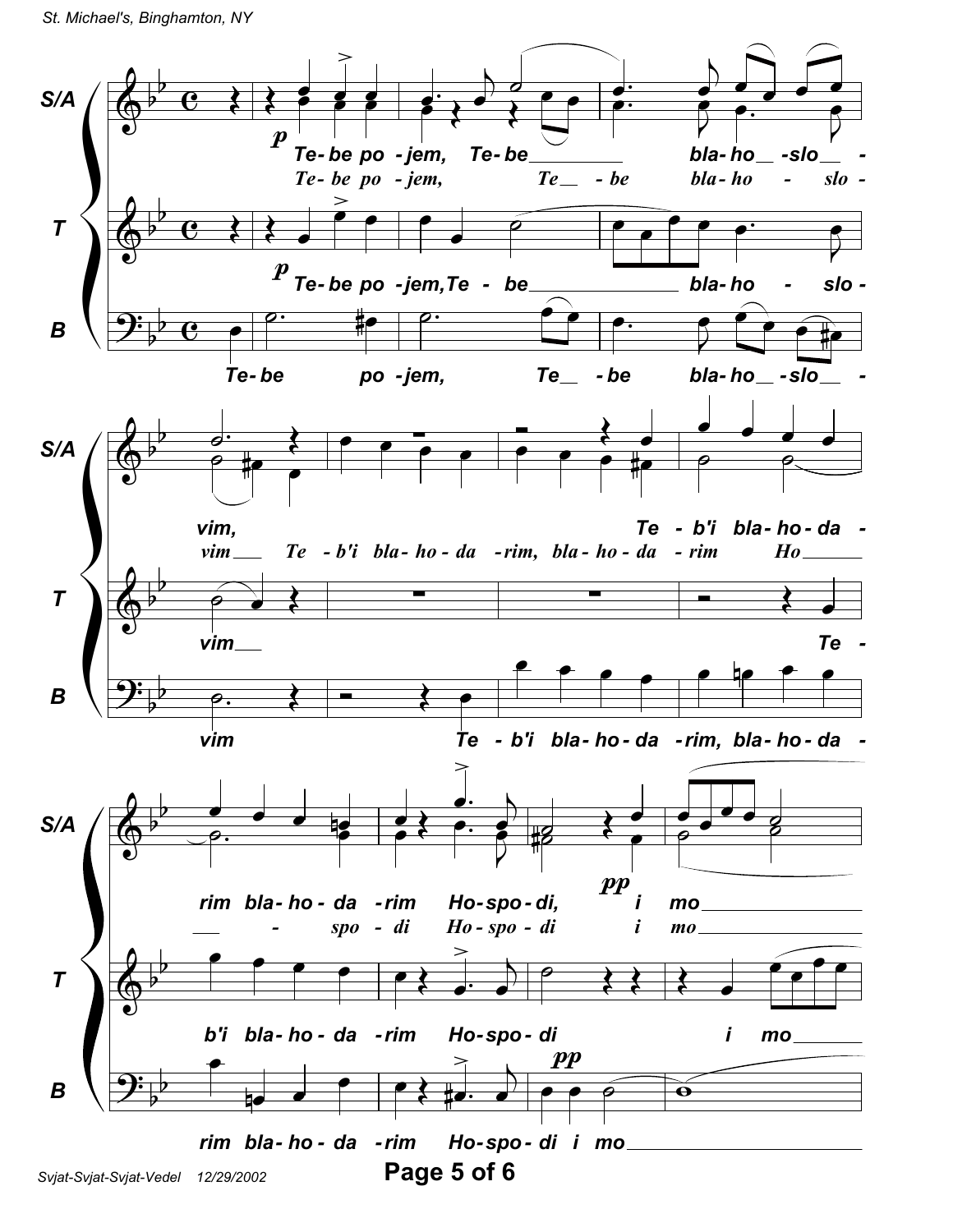**S/A** — *p*
Te-be po-jem, Te-be bla-ho-slo-
*Te-be po-jem, Te-be bla-ho-slo-*

**T** — *p*
Te-be po-jem, Te-be bla-ho-slo-

**B**
Te-be po-jem, Te-be bla-ho-slo-

**S/A**
vim, Te-b'i bla-ho-da-
*vim Te-b'i bla-ho-da-rim, bla-ho-da-rim Ho-*

**T**
vim Te-

**B**
vim Te-b'i bla-ho-da-rim, bla-ho-da-

**S/A** — *pp*
rim bla-ho-da-rim Ho-spo-di, i mo
*-spo-di Ho-spo-di i mo*

**T**
b'i bla-ho-da-rim Ho-spo-di i mo

**B** — *pp*
rim bla-ho-da-rim Ho-spo-di i mo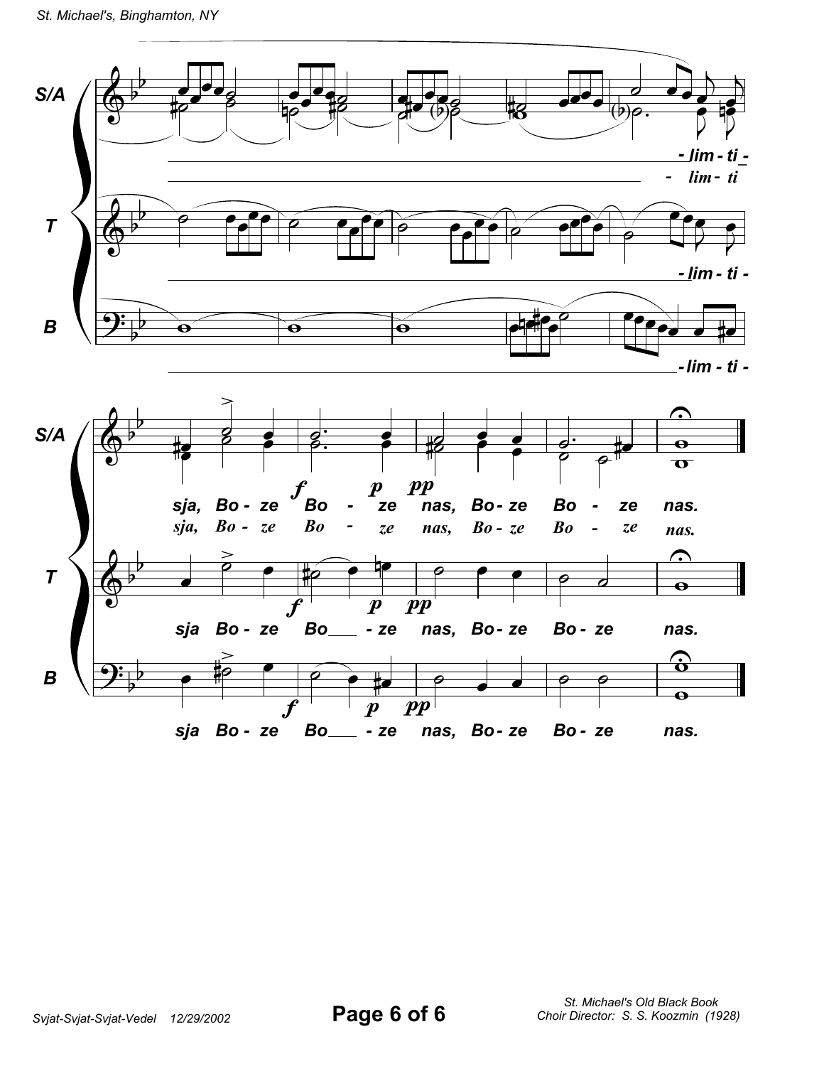S/A

- lim - ti -

- lim - ti

T

- lim - ti -

B

- lim - ti -

S/A

sja, Bo - ze Bo - ze nas, Bo - ze Bo - ze nas.

*sja, Bo - ze Bo - ze nas, Bo - ze Bo - ze nas.*

*f* *p* *pp*

T

sja Bo - ze Bo___ - ze nas, Bo - ze Bo - ze nas.

*f* *p* *pp*

B

sja Bo - ze Bo___ - ze nas, Bo - ze Bo - ze nas.

*f* *p* *pp*